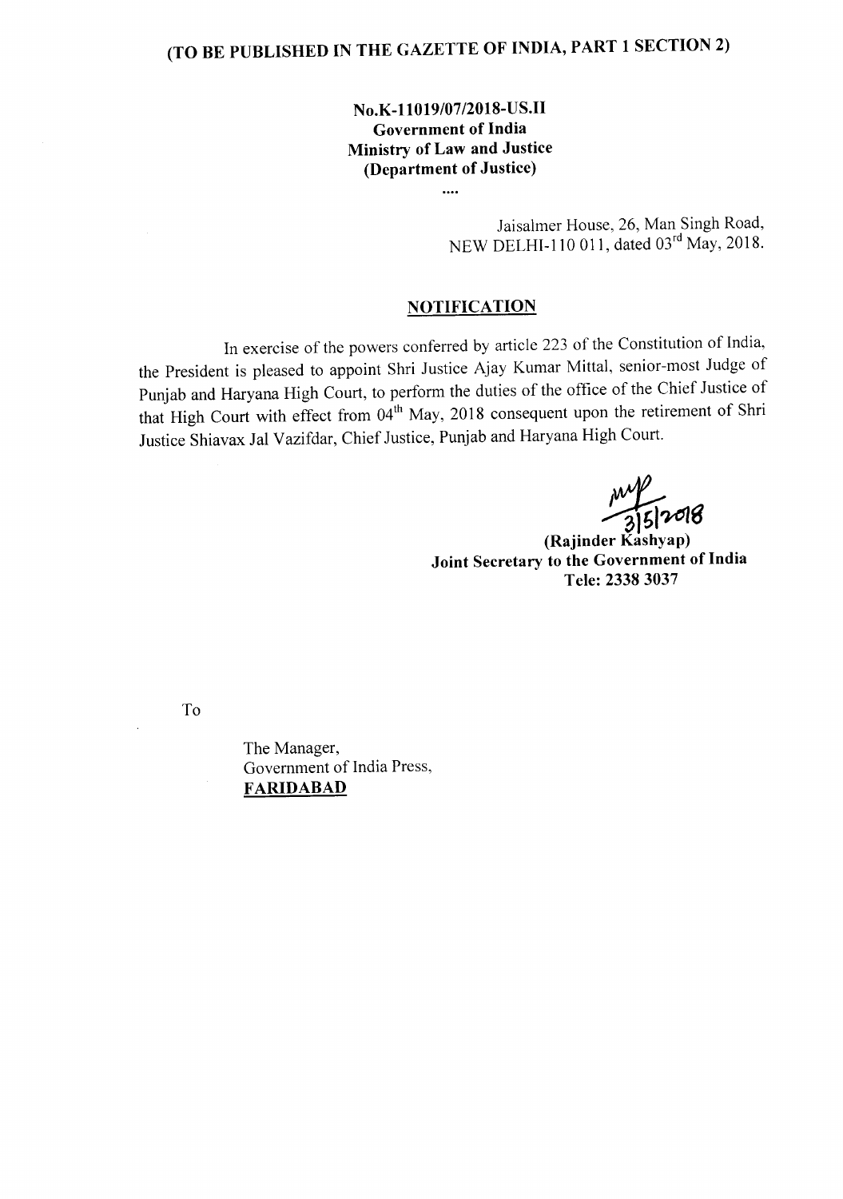**(TO BE PUBLISHED IN THE GAZETTE OF INDIA, PART 1 SECTION 2)**

**No.K-11019/07/2018-US.II**
**Government of India**
**Ministry of Law and Justice**
**(Department of Justice)**

....

Jaisalmer House, 26, Man Singh Road,
NEW DELHI-110 011, dated 03rd May, 2018.

## NOTIFICATION

In exercise of the powers conferred by article 223 of the Constitution of India, the President is pleased to appoint Shri Justice Ajay Kumar Mittal, senior-most Judge of Punjab and Haryana High Court, to perform the duties of the office of the Chief Justice of that High Court with effect from 04th May, 2018 consequent upon the retirement of Shri Justice Shiavax Jal Vazifdar, Chief Justice, Punjab and Haryana High Court.

3/5/2018

**(Rajinder Kashyap)**
**Joint Secretary to the Government of India**
**Tele: 2338 3037**

To

The Manager,
Government of India Press,
**FARIDABAD**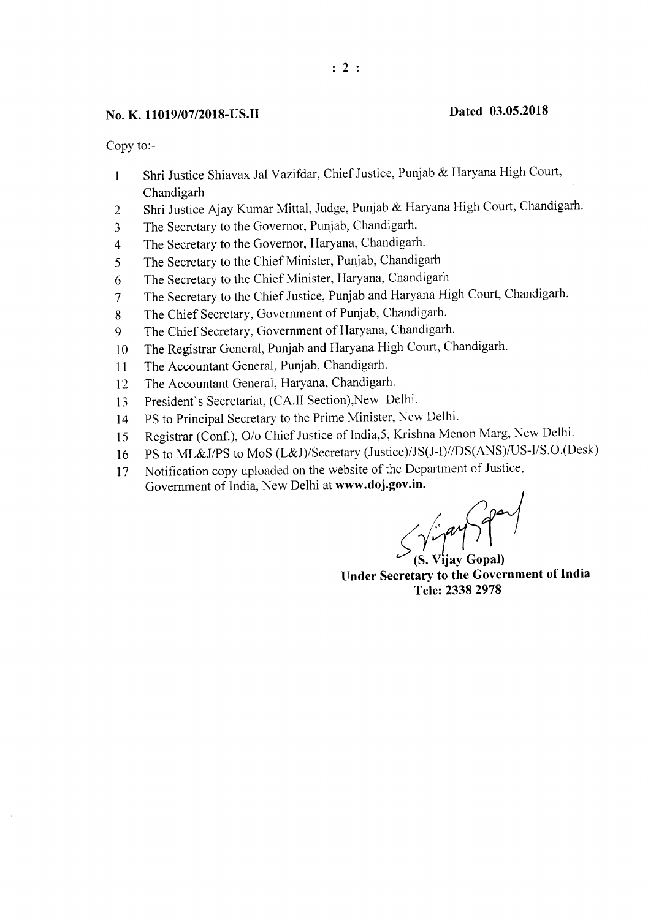**No. K. 11019/07/2018-US.II** **Dated 03.05.2018**

Copy to:-

1. Shri Justice Shiavax Jal Vazifdar, Chief Justice, Punjab & Haryana High Court, Chandigarh
2. Shri Justice Ajay Kumar Mittal, Judge, Punjab & Haryana High Court, Chandigarh.
3. The Secretary to the Governor, Punjab, Chandigarh.
4. The Secretary to the Governor, Haryana, Chandigarh.
5. The Secretary to the Chief Minister, Punjab, Chandigarh
6. The Secretary to the Chief Minister, Haryana, Chandigarh
7. The Secretary to the Chief Justice, Punjab and Haryana High Court, Chandigarh.
8. The Chief Secretary, Government of Punjab, Chandigarh.
9. The Chief Secretary, Government of Haryana, Chandigarh.
10. The Registrar General, Punjab and Haryana High Court, Chandigarh.
11. The Accountant General, Punjab, Chandigarh.
12. The Accountant General, Haryana, Chandigarh.
13. President's Secretariat, (CA.II Section),New Delhi.
14. PS to Principal Secretary to the Prime Minister, New Delhi.
15. Registrar (Conf.), O/o Chief Justice of India,5, Krishna Menon Marg, New Delhi.
16. PS to ML&J/PS to MoS (L&J)/Secretary (Justice)/JS(J-I)//DS(ANS)/US-I/S.O.(Desk)
17. Notification copy uploaded on the website of the Department of Justice, Government of India, New Delhi at **www.doj.gov.in.**

**(S. Vijay Gopal)**
**Under Secretary to the Government of India**
**Tele: 2338 2978**